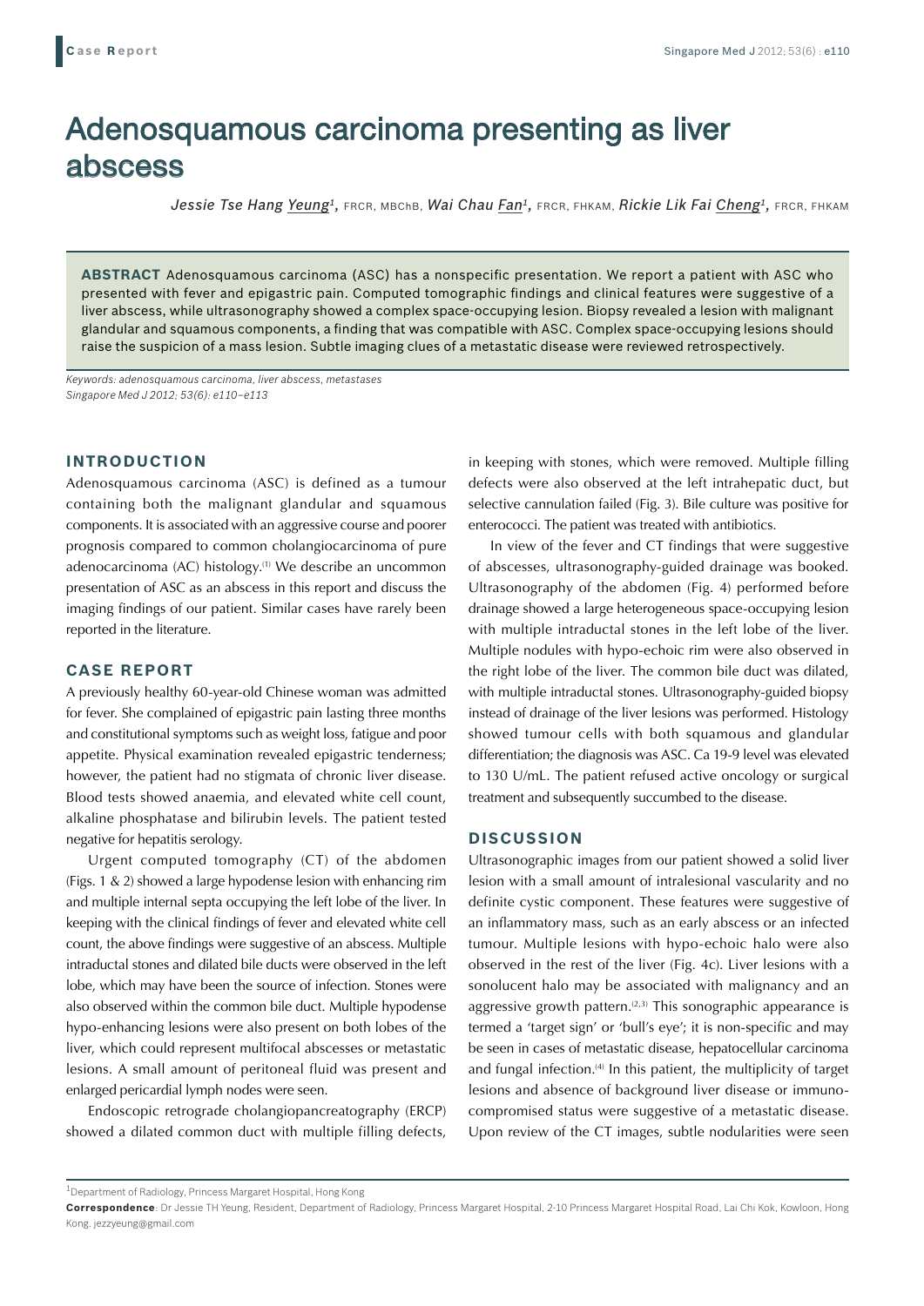# Adenosquamous carcinoma presenting as liver abscess

*Jessie Tse Hang Yeung*[1], FRCR, MBChB, *Wai Chau Fan*[1], FRCR, FHKAM, *Rickie Lik Fai Cheng*[1], FRCR, FHKAM

**ABSTRACT** Adenosquamous carcinoma (ASC) has a nonspecific presentation. We report a patient with ASC who presented with fever and epigastric pain. Computed tomographic findings and clinical features were suggestive of a liver abscess, while ultrasonography showed a complex space-occupying lesion. Biopsy revealed a lesion with malignant glandular and squamous components, a finding that was compatible with ASC. Complex space-occupying lesions should raise the suspicion of a mass lesion. Subtle imaging clues of a metastatic disease were reviewed retrospectively.

*Keywords: adenosquamous carcinoma, liver abscess, metastases*
*Singapore Med J 2012; 53(6): e110–e113*

## INTRODUCTION

Adenosquamous carcinoma (ASC) is defined as a tumour containing both the malignant glandular and squamous components. It is associated with an aggressive course and poorer prognosis compared to common cholangiocarcinoma of pure adenocarcinoma (AC) histology.[1] We describe an uncommon presentation of ASC as an abscess in this report and discuss the imaging findings of our patient. Similar cases have rarely been reported in the literature.

## CASE REPORT

A previously healthy 60-year-old Chinese woman was admitted for fever. She complained of epigastric pain lasting three months and constitutional symptoms such as weight loss, fatigue and poor appetite. Physical examination revealed epigastric tenderness; however, the patient had no stigmata of chronic liver disease. Blood tests showed anaemia, and elevated white cell count, alkaline phosphatase and bilirubin levels. The patient tested negative for hepatitis serology.

Urgent computed tomography (CT) of the abdomen (Figs. 1 & 2) showed a large hypodense lesion with enhancing rim and multiple internal septa occupying the left lobe of the liver. In keeping with the clinical findings of fever and elevated white cell count, the above findings were suggestive of an abscess. Multiple intraductal stones and dilated bile ducts were observed in the left lobe, which may have been the source of infection. Stones were also observed within the common bile duct. Multiple hypodense hypo-enhancing lesions were also present on both lobes of the liver, which could represent multifocal abscesses or metastatic lesions. A small amount of peritoneal fluid was present and enlarged pericardial lymph nodes were seen.

Endoscopic retrograde cholangiopancreatography (ERCP) showed a dilated common duct with multiple filling defects, in keeping with stones, which were removed. Multiple filling defects were also observed at the left intrahepatic duct, but selective cannulation failed (Fig. 3). Bile culture was positive for enterococci. The patient was treated with antibiotics.

In view of the fever and CT findings that were suggestive of abscesses, ultrasonography-guided drainage was booked. Ultrasonography of the abdomen (Fig. 4) performed before drainage showed a large heterogeneous space-occupying lesion with multiple intraductal stones in the left lobe of the liver. Multiple nodules with hypo-echoic rim were also observed in the right lobe of the liver. The common bile duct was dilated, with multiple intraductal stones. Ultrasonography-guided biopsy instead of drainage of the liver lesions was performed. Histology showed tumour cells with both squamous and glandular differentiation; the diagnosis was ASC. Ca 19-9 level was elevated to 130 U/mL. The patient refused active oncology or surgical treatment and subsequently succumbed to the disease.

## DISCUSSION

Ultrasonographic images from our patient showed a solid liver lesion with a small amount of intralesional vascularity and no definite cystic component. These features were suggestive of an inflammatory mass, such as an early abscess or an infected tumour. Multiple lesions with hypo-echoic halo were also observed in the rest of the liver (Fig. 4c). Liver lesions with a sonolucent halo may be associated with malignancy and an aggressive growth pattern.[2,3] This sonographic appearance is termed a 'target sign' or 'bull's eye'; it is non-specific and may be seen in cases of metastatic disease, hepatocellular carcinoma and fungal infection.[4] In this patient, the multiplicity of target lesions and absence of background liver disease or immuno-compromised status were suggestive of a metastatic disease. Upon review of the CT images, subtle nodularities were seen

[1]Department of Radiology, Princess Margaret Hospital, Hong Kong

**Correspondence**: Dr Jessie TH Yeung, Resident, Department of Radiology, Princess Margaret Hospital, 2-10 Princess Margaret Hospital Road, Lai Chi Kok, Kowloon, Hong Kong. jezzyeung@gmail.com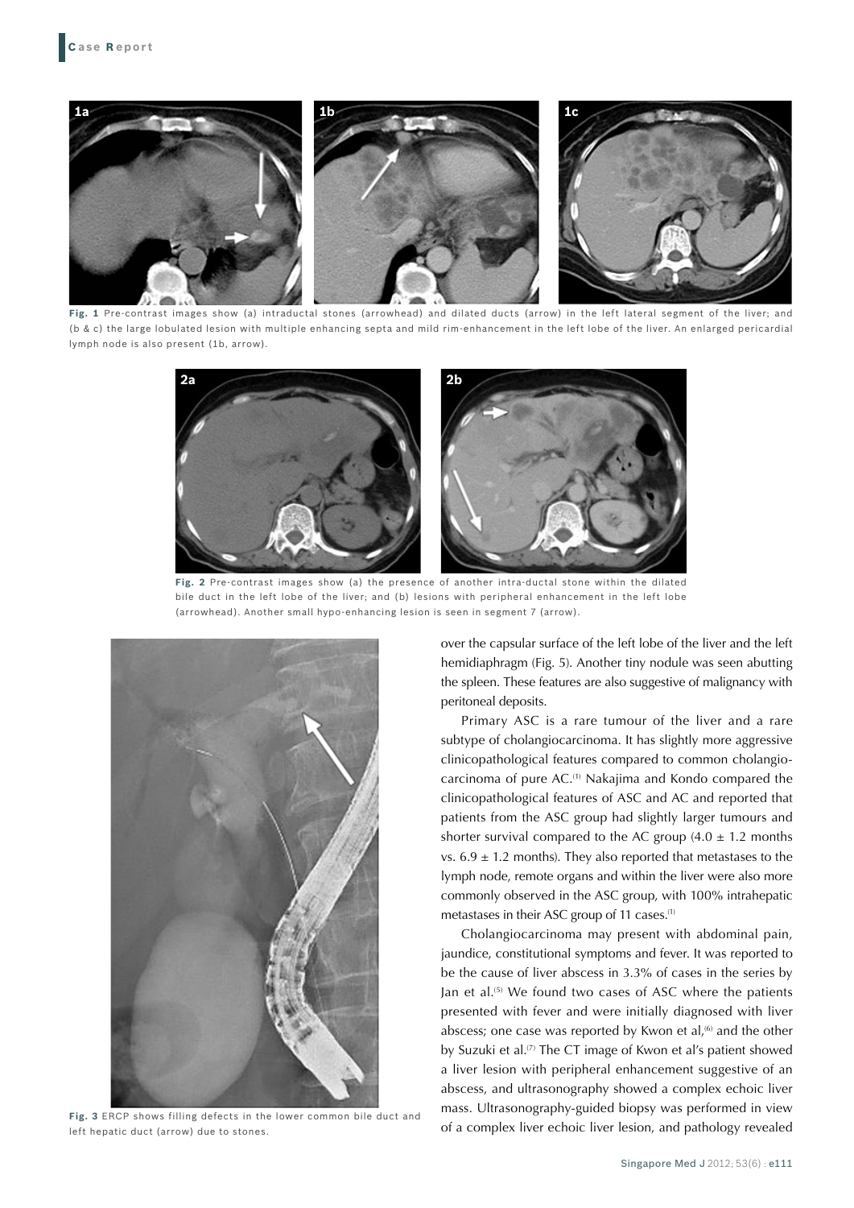**Fig. 1** Pre-contrast images show (a) intraductal stones (arrowhead) and dilated ducts (arrow) in the left lateral segment of the liver; and (b & c) the large lobulated lesion with multiple enhancing septa and mild rim-enhancement in the left lobe of the liver. An enlarged pericardial lymph node is also present (1b, arrow).

**Fig. 2** Pre-contrast images show (a) the presence of another intra-ductal stone within the dilated bile duct in the left lobe of the liver; and (b) lesions with peripheral enhancement in the left lobe (arrowhead). Another small hypo-enhancing lesion is seen in segment 7 (arrow).

**Fig. 3** ERCP shows filling defects in the lower common bile duct and left hepatic duct (arrow) due to stones.

over the capsular surface of the left lobe of the liver and the left hemidiaphragm (Fig. 5). Another tiny nodule was seen abutting the spleen. These features are also suggestive of malignancy with peritoneal deposits.

Primary ASC is a rare tumour of the liver and a rare subtype of cholangiocarcinoma. It has slightly more aggressive clinicopathological features compared to common cholangiocarcinoma of pure AC.[1] Nakajima and Kondo compared the clinicopathological features of ASC and AC and reported that patients from the ASC group had slightly larger tumours and shorter survival compared to the AC group (4.0 ± 1.2 months vs. 6.9 ± 1.2 months). They also reported that metastases to the lymph node, remote organs and within the liver were also more commonly observed in the ASC group, with 100% intrahepatic metastases in their ASC group of 11 cases.[1]

Cholangiocarcinoma may present with abdominal pain, jaundice, constitutional symptoms and fever. It was reported to be the cause of liver abscess in 3.3% of cases in the series by Jan et al.[5] We found two cases of ASC where the patients presented with fever and were initially diagnosed with liver abscess; one case was reported by Kwon et al,[6] and the other by Suzuki et al.[7] The CT image of Kwon et al's patient showed a liver lesion with peripheral enhancement suggestive of an abscess, and ultrasonography showed a complex echoic liver mass. Ultrasonography-guided biopsy was performed in view of a complex liver echoic liver lesion, and pathology revealed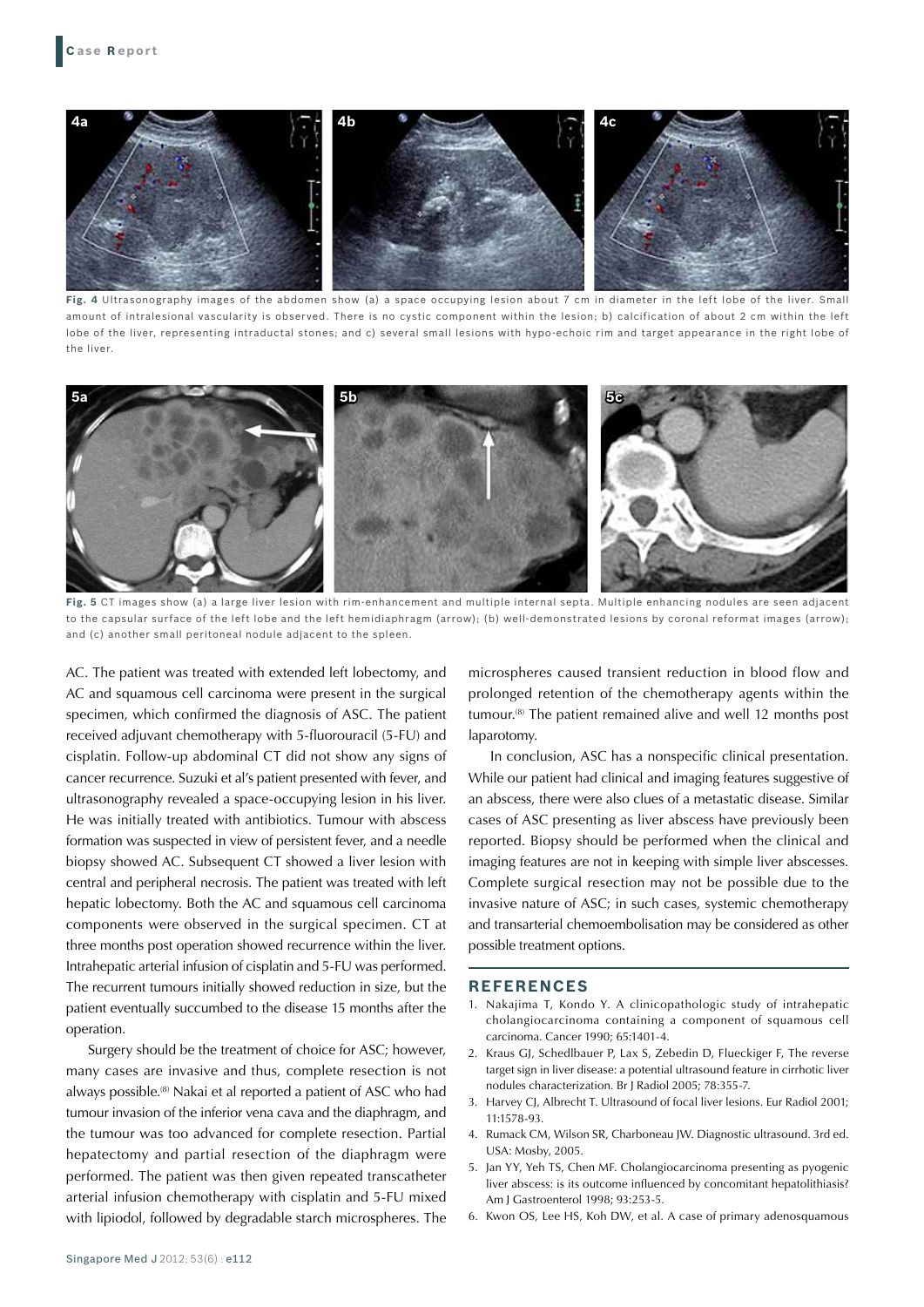**Fig. 4** Ultrasonography images of the abdomen show (a) a space occupying lesion about 7 cm in diameter in the left lobe of the liver. Small amount of intralesional vascularity is observed. There is no cystic component within the lesion; b) calcification of about 2 cm within the left lobe of the liver, representing intraductal stones; and c) several small lesions with hypo-echoic rim and target appearance in the right lobe of the liver.

**Fig. 5** CT images show (a) a large liver lesion with rim-enhancement and multiple internal septa. Multiple enhancing nodules are seen adjacent to the capsular surface of the left lobe and the left hemidiaphragm (arrow); (b) well-demonstrated lesions by coronal reformat images (arrow); and (c) another small peritoneal nodule adjacent to the spleen.

AC. The patient was treated with extended left lobectomy, and AC and squamous cell carcinoma were present in the surgical specimen, which confirmed the diagnosis of ASC. The patient received adjuvant chemotherapy with 5-fluorouracil (5-FU) and cisplatin. Follow-up abdominal CT did not show any signs of cancer recurrence. Suzuki et al's patient presented with fever, and ultrasonography revealed a space-occupying lesion in his liver. He was initially treated with antibiotics. Tumour with abscess formation was suspected in view of persistent fever, and a needle biopsy showed AC. Subsequent CT showed a liver lesion with central and peripheral necrosis. The patient was treated with left hepatic lobectomy. Both the AC and squamous cell carcinoma components were observed in the surgical specimen. CT at three months post operation showed recurrence within the liver. Intrahepatic arterial infusion of cisplatin and 5-FU was performed. The recurrent tumours initially showed reduction in size, but the patient eventually succumbed to the disease 15 months after the operation.

Surgery should be the treatment of choice for ASC; however, many cases are invasive and thus, complete resection is not always possible.[8] Nakai et al reported a patient of ASC who had tumour invasion of the inferior vena cava and the diaphragm, and the tumour was too advanced for complete resection. Partial hepatectomy and partial resection of the diaphragm were performed. The patient was then given repeated transcatheter arterial infusion chemotherapy with cisplatin and 5-FU mixed with lipiodol, followed by degradable starch microspheres. The microspheres caused transient reduction in blood flow and prolonged retention of the chemotherapy agents within the tumour.[8] The patient remained alive and well 12 months post laparotomy.

In conclusion, ASC has a nonspecific clinical presentation. While our patient had clinical and imaging features suggestive of an abscess, there were also clues of a metastatic disease. Similar cases of ASC presenting as liver abscess have previously been reported. Biopsy should be performed when the clinical and imaging features are not in keeping with simple liver abscesses. Complete surgical resection may not be possible due to the invasive nature of ASC; in such cases, systemic chemotherapy and transarterial chemoembolisation may be considered as other possible treatment options.

## REFERENCES

1. Nakajima T, Kondo Y. A clinicopathologic study of intrahepatic cholangiocarcinoma containing a component of squamous cell carcinoma. Cancer 1990; 65:1401-4.
2. Kraus GJ, Schedlbauer P, Lax S, Zebedin D, Flueckiger F, The reverse target sign in liver disease: a potential ultrasound feature in cirrhotic liver nodules characterization. Br J Radiol 2005; 78:355-7.
3. Harvey CJ, Albrecht T. Ultrasound of focal liver lesions. Eur Radiol 2001; 11:1578-93.
4. Rumack CM, Wilson SR, Charboneau JW. Diagnostic ultrasound. 3rd ed. USA: Mosby, 2005.
5. Jan YY, Yeh TS, Chen MF. Cholangiocarcinoma presenting as pyogenic liver abscess: is its outcome influenced by concomitant hepatolithiasis? Am J Gastroenterol 1998; 93:253-5.
6. Kwon OS, Lee HS, Koh DW, et al. A case of primary adenosquamous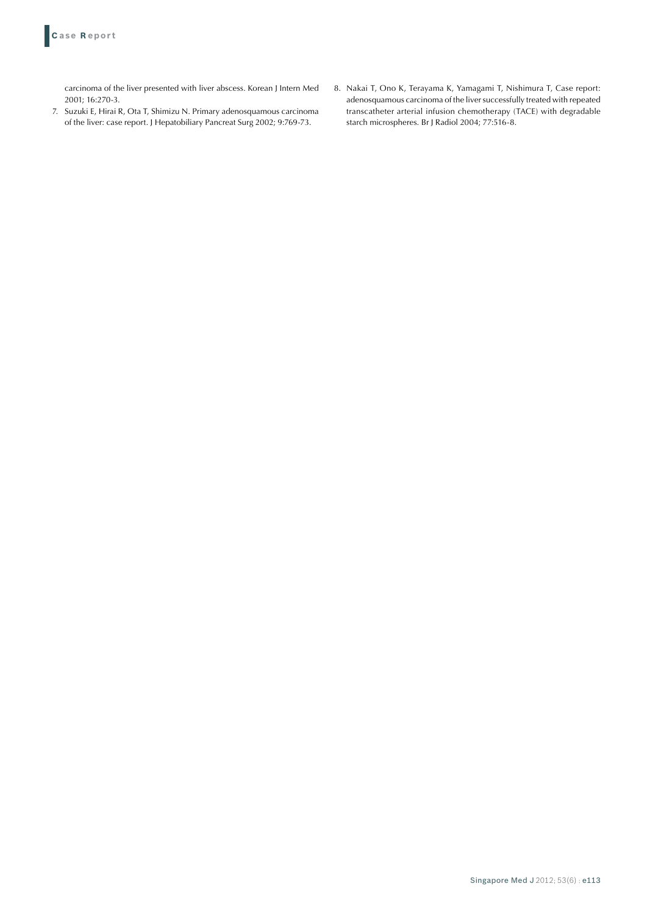carcinoma of the liver presented with liver abscess. Korean J Intern Med 2001; 16:270-3.

7. Suzuki E, Hirai R, Ota T, Shimizu N. Primary adenosquamous carcinoma of the liver: case report. J Hepatobiliary Pancreat Surg 2002; 9:769-73.
8. Nakai T, Ono K, Terayama K, Yamagami T, Nishimura T, Case report: adenosquamous carcinoma of the liver successfully treated with repeated transcatheter arterial infusion chemotherapy (TACE) with degradable starch microspheres. Br J Radiol 2004; 77:516-8.